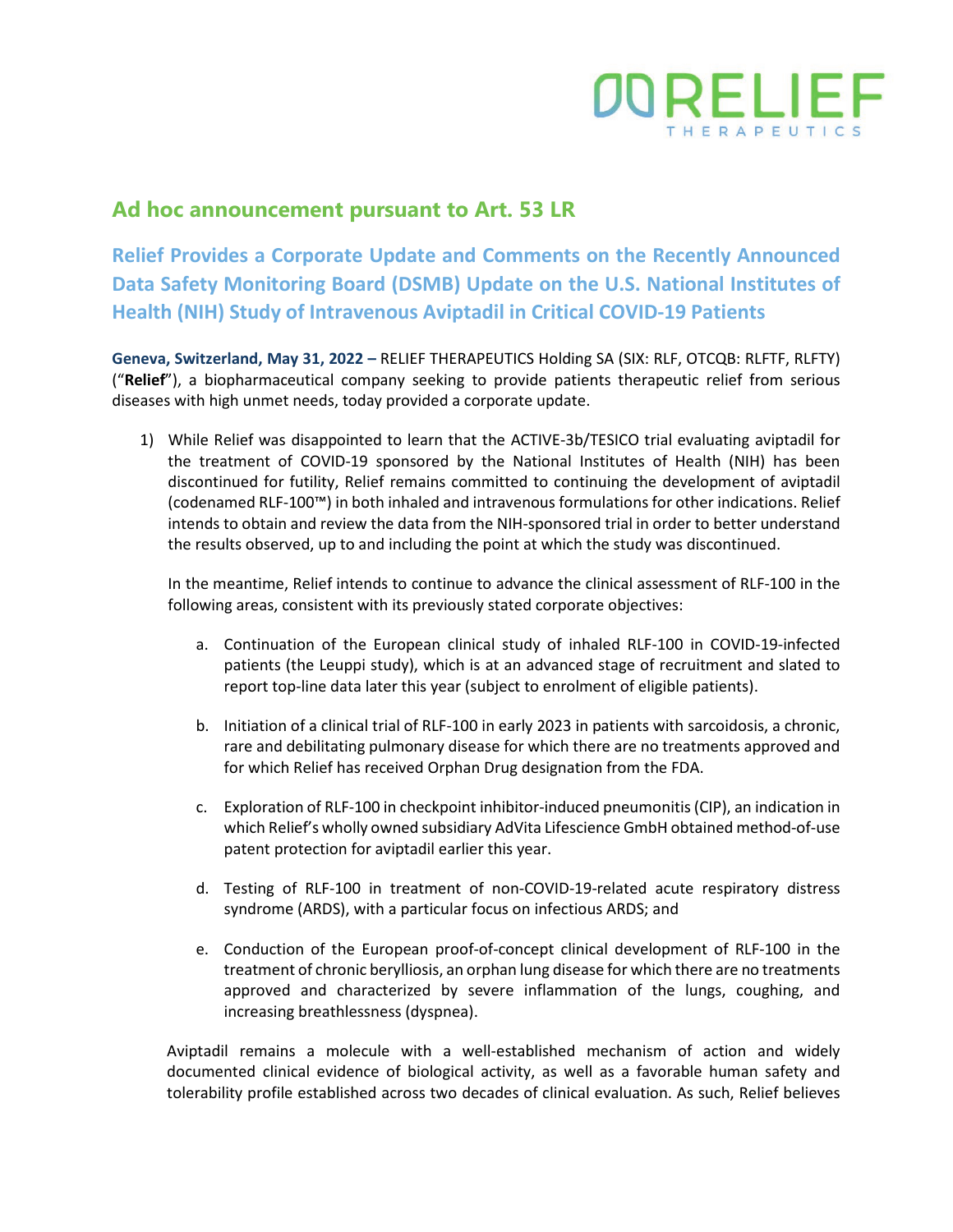# Ad hoc announcement pursuant to Art. 53 LR

## Relief Provides a Corporate Update and Comments on the Recently Announced Data Safety Monitoring Board (DSMB) Update on the U.S. National Institutes of Health (NIH) Study of Intravenous Aviptadil in Critical COVID-19 Patients

**Geneva, Switzerland, May 31, 2022 –** RELIEF THERAPEUTICS Holding SA (SIX: RLF, OTCQB: RLFTF, RLFTY) ("**Relief**"), a biopharmaceutical company seeking to provide patients therapeutic relief from serious diseases with high unmet needs, today provided a corporate update.

1) While Relief was disappointed to learn that the ACTIVE-3b/TESICO trial evaluating aviptadil for the treatment of COVID-19 sponsored by the National Institutes of Health (NIH) has been discontinued for futility, Relief remains committed to continuing the development of aviptadil (codenamed RLF-100™) in both inhaled and intravenous formulations for other indications. Relief intends to obtain and review the data from the NIH-sponsored trial in order to better understand the results observed, up to and including the point at which the study was discontinued.

   In the meantime, Relief intends to continue to advance the clinical assessment of RLF-100 in the following areas, consistent with its previously stated corporate objectives:

   a. Continuation of the European clinical study of inhaled RLF-100 in COVID-19-infected patients (the Leuppi study), which is at an advanced stage of recruitment and slated to report top-line data later this year (subject to enrolment of eligible patients).

   b. Initiation of a clinical trial of RLF-100 in early 2023 in patients with sarcoidosis, a chronic, rare and debilitating pulmonary disease for which there are no treatments approved and for which Relief has received Orphan Drug designation from the FDA.

   c. Exploration of RLF-100 in checkpoint inhibitor-induced pneumonitis (CIP), an indication in which Relief's wholly owned subsidiary AdVita Lifescience GmbH obtained method-of-use patent protection for aviptadil earlier this year.

   d. Testing of RLF-100 in treatment of non-COVID-19-related acute respiratory distress syndrome (ARDS), with a particular focus on infectious ARDS; and

   e. Conduction of the European proof-of-concept clinical development of RLF-100 in the treatment of chronic berylliosis, an orphan lung disease for which there are no treatments approved and characterized by severe inflammation of the lungs, coughing, and increasing breathlessness (dyspnea).

   Aviptadil remains a molecule with a well-established mechanism of action and widely documented clinical evidence of biological activity, as well as a favorable human safety and tolerability profile established across two decades of clinical evaluation. As such, Relief believes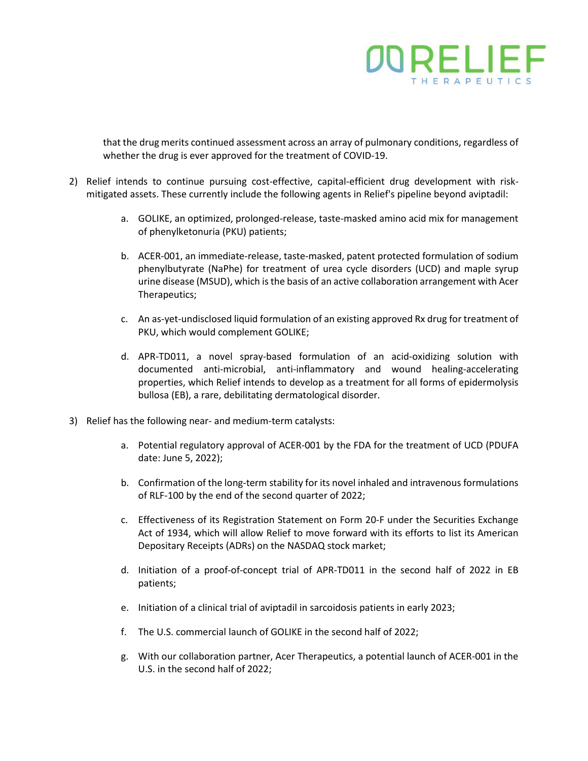that the drug merits continued assessment across an array of pulmonary conditions, regardless of whether the drug is ever approved for the treatment of COVID-19.

2) Relief intends to continue pursuing cost-effective, capital-efficient drug development with risk-mitigated assets. These currently include the following agents in Relief's pipeline beyond aviptadil:

    a. GOLIKE, an optimized, prolonged-release, taste-masked amino acid mix for management of phenylketonuria (PKU) patients;

    b. ACER-001, an immediate-release, taste-masked, patent protected formulation of sodium phenylbutyrate (NaPhe) for treatment of urea cycle disorders (UCD) and maple syrup urine disease (MSUD), which is the basis of an active collaboration arrangement with Acer Therapeutics;

    c. An as-yet-undisclosed liquid formulation of an existing approved Rx drug for treatment of PKU, which would complement GOLIKE;

    d. APR-TD011, a novel spray-based formulation of an acid-oxidizing solution with documented anti-microbial, anti-inflammatory and wound healing-accelerating properties, which Relief intends to develop as a treatment for all forms of epidermolysis bullosa (EB), a rare, debilitating dermatological disorder.

3) Relief has the following near- and medium-term catalysts:

    a. Potential regulatory approval of ACER-001 by the FDA for the treatment of UCD (PDUFA date: June 5, 2022);

    b. Confirmation of the long-term stability for its novel inhaled and intravenous formulations of RLF-100 by the end of the second quarter of 2022;

    c. Effectiveness of its Registration Statement on Form 20-F under the Securities Exchange Act of 1934, which will allow Relief to move forward with its efforts to list its American Depositary Receipts (ADRs) on the NASDAQ stock market;

    d. Initiation of a proof-of-concept trial of APR-TD011 in the second half of 2022 in EB patients;

    e. Initiation of a clinical trial of aviptadil in sarcoidosis patients in early 2023;

    f. The U.S. commercial launch of GOLIKE in the second half of 2022;

    g. With our collaboration partner, Acer Therapeutics, a potential launch of ACER-001 in the U.S. in the second half of 2022;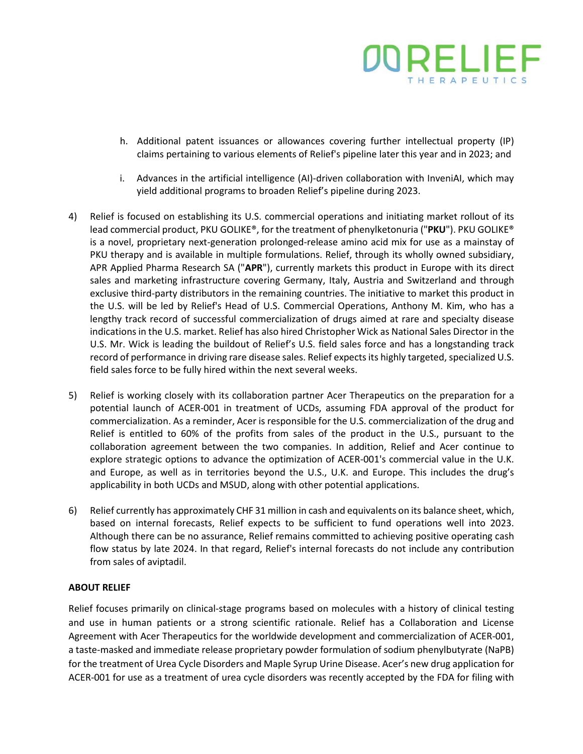h. Additional patent issuances or allowances covering further intellectual property (IP) claims pertaining to various elements of Relief's pipeline later this year and in 2023; and

i. Advances in the artificial intelligence (AI)-driven collaboration with InveniAI, which may yield additional programs to broaden Relief's pipeline during 2023.

4) Relief is focused on establishing its U.S. commercial operations and initiating market rollout of its lead commercial product, PKU GOLIKE®, for the treatment of phenylketonuria ("**PKU**"). PKU GOLIKE® is a novel, proprietary next-generation prolonged-release amino acid mix for use as a mainstay of PKU therapy and is available in multiple formulations. Relief, through its wholly owned subsidiary, APR Applied Pharma Research SA ("**APR**"), currently markets this product in Europe with its direct sales and marketing infrastructure covering Germany, Italy, Austria and Switzerland and through exclusive third-party distributors in the remaining countries. The initiative to market this product in the U.S. will be led by Relief's Head of U.S. Commercial Operations, Anthony M. Kim, who has a lengthy track record of successful commercialization of drugs aimed at rare and specialty disease indications in the U.S. market. Relief has also hired Christopher Wick as National Sales Director in the U.S. Mr. Wick is leading the buildout of Relief's U.S. field sales force and has a longstanding track record of performance in driving rare disease sales. Relief expects its highly targeted, specialized U.S. field sales force to be fully hired within the next several weeks.

5) Relief is working closely with its collaboration partner Acer Therapeutics on the preparation for a potential launch of ACER-001 in treatment of UCDs, assuming FDA approval of the product for commercialization. As a reminder, Acer is responsible for the U.S. commercialization of the drug and Relief is entitled to 60% of the profits from sales of the product in the U.S., pursuant to the collaboration agreement between the two companies. In addition, Relief and Acer continue to explore strategic options to advance the optimization of ACER-001's commercial value in the U.K. and Europe, as well as in territories beyond the U.S., U.K. and Europe. This includes the drug's applicability in both UCDs and MSUD, along with other potential applications.

6) Relief currently has approximately CHF 31 million in cash and equivalents on its balance sheet, which, based on internal forecasts, Relief expects to be sufficient to fund operations well into 2023. Although there can be no assurance, Relief remains committed to achieving positive operating cash flow status by late 2024. In that regard, Relief's internal forecasts do not include any contribution from sales of aviptadil.

**ABOUT RELIEF**

Relief focuses primarily on clinical-stage programs based on molecules with a history of clinical testing and use in human patients or a strong scientific rationale. Relief has a Collaboration and License Agreement with Acer Therapeutics for the worldwide development and commercialization of ACER-001, a taste-masked and immediate release proprietary powder formulation of sodium phenylbutyrate (NaPB) for the treatment of Urea Cycle Disorders and Maple Syrup Urine Disease. Acer's new drug application for ACER-001 for use as a treatment of urea cycle disorders was recently accepted by the FDA for filing with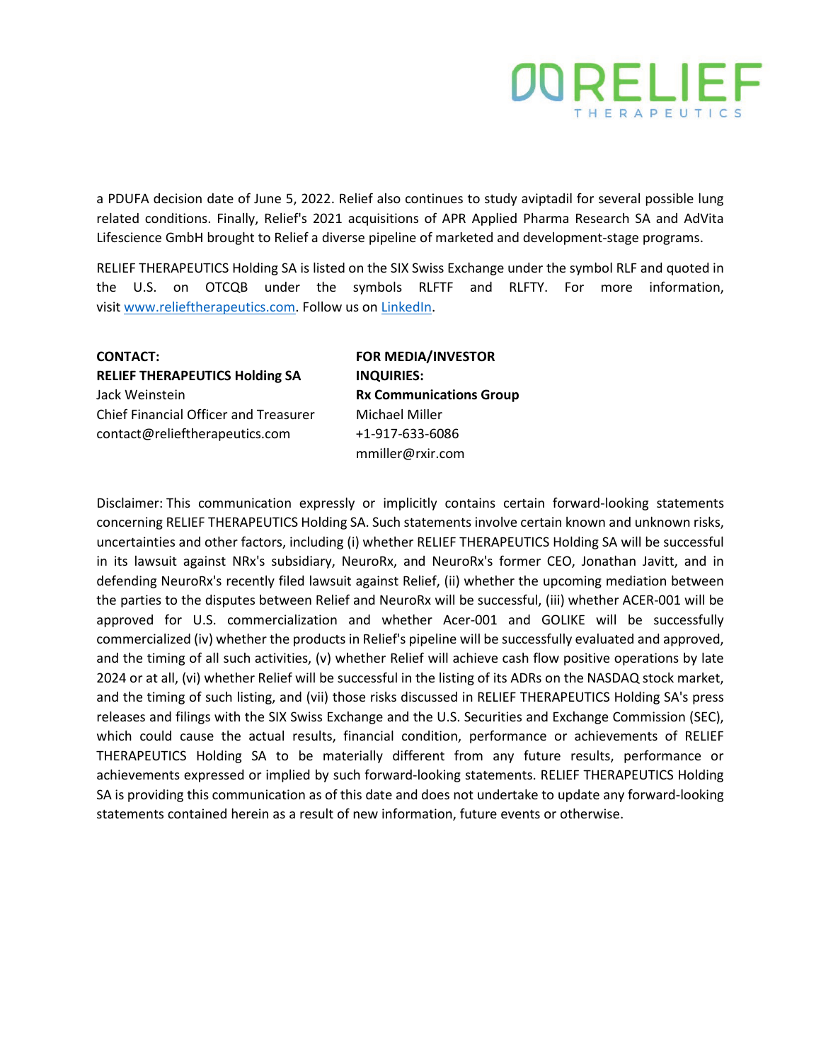a PDUFA decision date of June 5, 2022. Relief also continues to study aviptadil for several possible lung related conditions. Finally, Relief's 2021 acquisitions of APR Applied Pharma Research SA and AdVita Lifescience GmbH brought to Relief a diverse pipeline of marketed and development-stage programs.

RELIEF THERAPEUTICS Holding SA is listed on the SIX Swiss Exchange under the symbol RLF and quoted in the U.S. on OTCQB under the symbols RLFTF and RLFTY. For more information, visit [www.relieftherapeutics.com](http://www.relieftherapeutics.com). Follow us on [LinkedIn](https://www.linkedin.com).

**CONTACT:**
**RELIEF THERAPEUTICS Holding SA**
Jack Weinstein
Chief Financial Officer and Treasurer
contact@relieftherapeutics.com

**FOR MEDIA/INVESTOR INQUIRIES:**
**Rx Communications Group**
Michael Miller
+1-917-633-6086
mmiller@rxir.com

Disclaimer: This communication expressly or implicitly contains certain forward-looking statements concerning RELIEF THERAPEUTICS Holding SA. Such statements involve certain known and unknown risks, uncertainties and other factors, including (i) whether RELIEF THERAPEUTICS Holding SA will be successful in its lawsuit against NRx's subsidiary, NeuroRx, and NeuroRx's former CEO, Jonathan Javitt, and in defending NeuroRx's recently filed lawsuit against Relief, (ii) whether the upcoming mediation between the parties to the disputes between Relief and NeuroRx will be successful, (iii) whether ACER-001 will be approved for U.S. commercialization and whether Acer-001 and GOLIKE will be successfully commercialized (iv) whether the products in Relief's pipeline will be successfully evaluated and approved, and the timing of all such activities, (v) whether Relief will achieve cash flow positive operations by late 2024 or at all, (vi) whether Relief will be successful in the listing of its ADRs on the NASDAQ stock market, and the timing of such listing, and (vii) those risks discussed in RELIEF THERAPEUTICS Holding SA's press releases and filings with the SIX Swiss Exchange and the U.S. Securities and Exchange Commission (SEC), which could cause the actual results, financial condition, performance or achievements of RELIEF THERAPEUTICS Holding SA to be materially different from any future results, performance or achievements expressed or implied by such forward-looking statements. RELIEF THERAPEUTICS Holding SA is providing this communication as of this date and does not undertake to update any forward-looking statements contained herein as a result of new information, future events or otherwise.